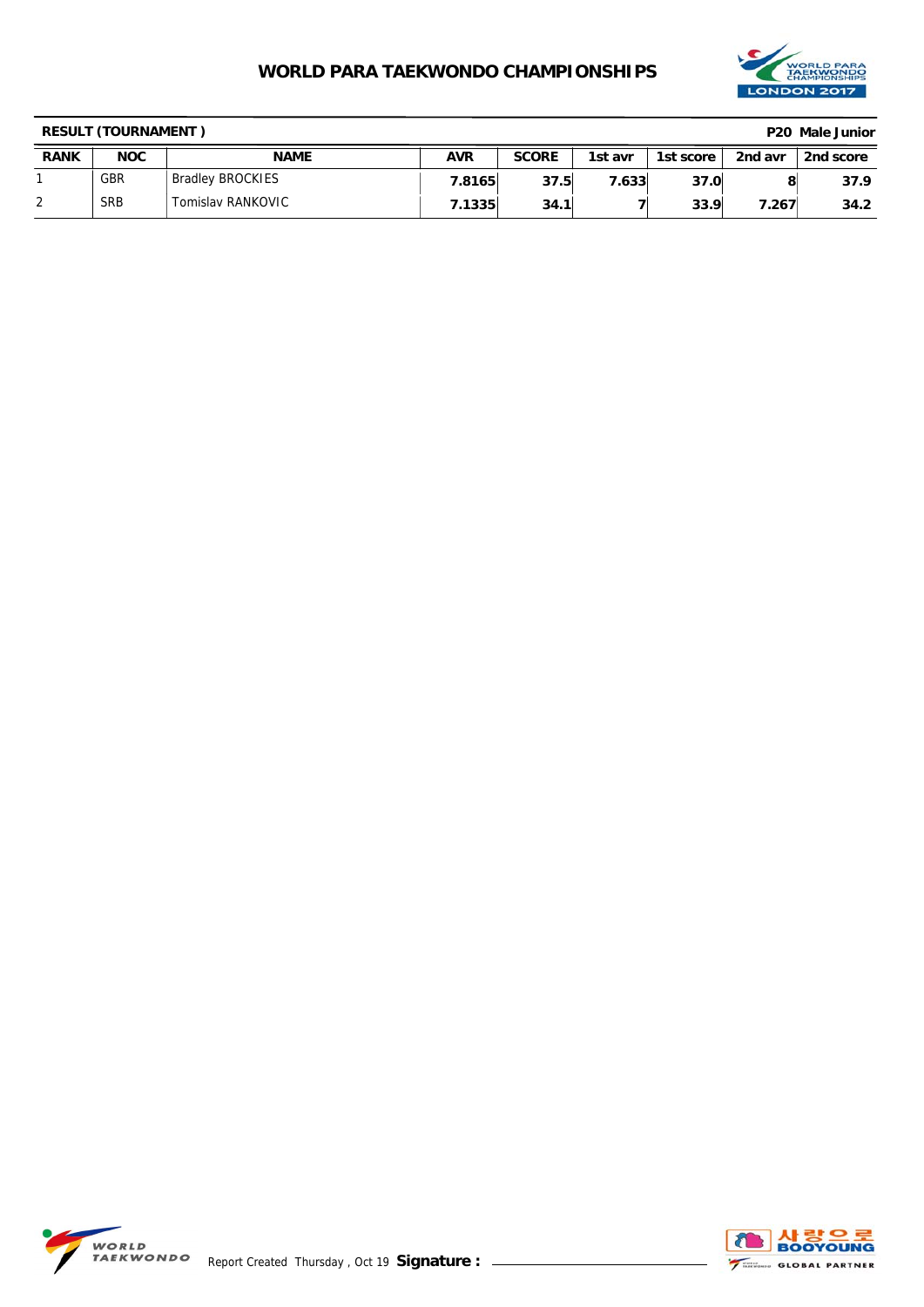# WORLD PARA TAEKWONDO CHAMPIONSHIPS

**RESULT (TOURNAMENT )** **P20 Male Junior**

| RANK | NOC | NAME | AVR | SCORE | 1st avr | 1st score | 2nd avr | 2nd score |
|---|---|---|---|---|---|---|---|---|
| 1 | GBR | Bradley BROCKIES | 7.8165 | 37.5 | 7.633 | 37.0 | 8 | 37.9 |
| 2 | SRB | Tomislav RANKOVIC | 7.1335 | 34.1 | 7 | 33.9 | 7.267 | 34.2 |

Report Created Thursday , Oct 19 **Signature :**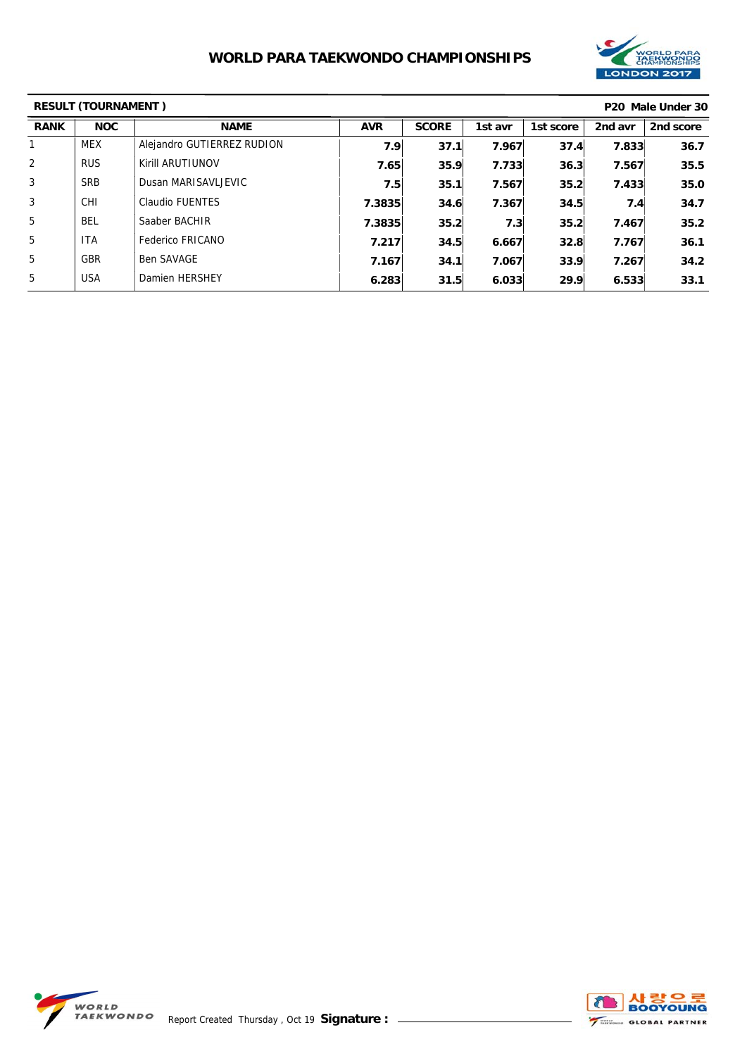# WORLD PARA TAEKWONDO CHAMPIONSHIPS

**RESULT (TOURNAMENT )** **P20 Male Under 30**

| RANK | NOC | NAME | AVR | SCORE | 1st avr | 1st score | 2nd avr | 2nd score |
|---|---|---|---|---|---|---|---|---|
| 1 | MEX | Alejandro GUTIERREZ RUDION | 7.9 | 37.1 | 7.967 | 37.4 | 7.833 | 36.7 |
| 2 | RUS | Kirill ARUTIUNOV | 7.65 | 35.9 | 7.733 | 36.3 | 7.567 | 35.5 |
| 3 | SRB | Dusan MARISAVLJEVIC | 7.5 | 35.1 | 7.567 | 35.2 | 7.433 | 35.0 |
| 3 | CHI | Claudio FUENTES | 7.3835 | 34.6 | 7.367 | 34.5 | 7.4 | 34.7 |
| 5 | BEL | Saaber BACHIR | 7.3835 | 35.2 | 7.3 | 35.2 | 7.467 | 35.2 |
| 5 | ITA | Federico FRICANO | 7.217 | 34.5 | 6.667 | 32.8 | 7.767 | 36.1 |
| 5 | GBR | Ben SAVAGE | 7.167 | 34.1 | 7.067 | 33.9 | 7.267 | 34.2 |
| 5 | USA | Damien HERSHEY | 6.283 | 31.5 | 6.033 | 29.9 | 6.533 | 33.1 |

Report Created Thursday , Oct 19 **Signature :**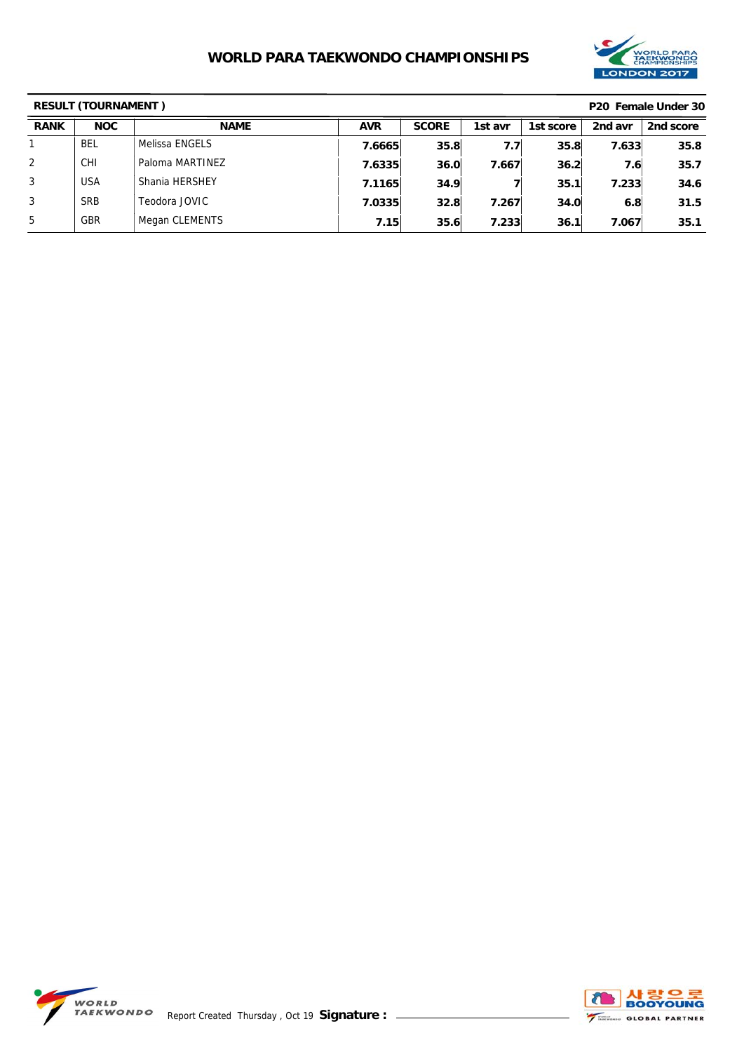# WORLD PARA TAEKWONDO CHAMPIONSHIPS

**RESULT (TOURNAMENT )** **P20 Female Under 30**

| RANK | NOC | NAME | AVR | SCORE | 1st avr | 1st score | 2nd avr | 2nd score |
|---|---|---|---|---|---|---|---|---|
| 1 | BEL | Melissa ENGELS | 7.6665 | 35.8 | 7.7 | 35.8 | 7.633 | 35.8 |
| 2 | CHI | Paloma MARTINEZ | 7.6335 | 36.0 | 7.667 | 36.2 | 7.6 | 35.7 |
| 3 | USA | Shania HERSHEY | 7.1165 | 34.9 | 7 | 35.1 | 7.233 | 34.6 |
| 3 | SRB | Teodora JOVIC | 7.0335 | 32.8 | 7.267 | 34.0 | 6.8 | 31.5 |
| 5 | GBR | Megan CLEMENTS | 7.15 | 35.6 | 7.233 | 36.1 | 7.067 | 35.1 |

Report Created Thursday , Oct 19 **Signature :**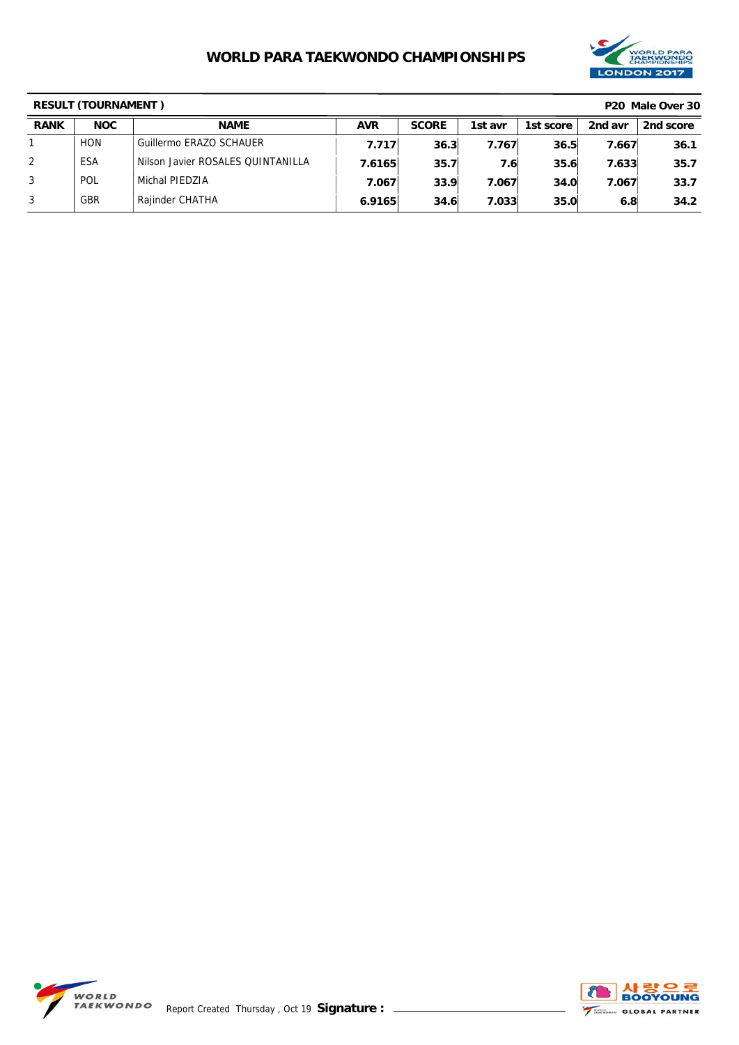# WORLD PARA TAEKWONDO CHAMPIONSHIPS

**RESULT (TOURNAMENT )** **P20 Male Over 30**

| RANK | NOC | NAME | AVR | SCORE | 1st avr | 1st score | 2nd avr | 2nd score |
|---|---|---|---|---|---|---|---|---|
| 1 | HON | Guillermo ERAZO SCHAUER | 7.717 | 36.3 | 7.767 | 36.5 | 7.667 | 36.1 |
| 2 | ESA | Nilson Javier ROSALES QUINTANILLA | 7.6165 | 35.7 | 7.6 | 35.6 | 7.633 | 35.7 |
| 3 | POL | Michal PIEDZIA | 7.067 | 33.9 | 7.067 | 34.0 | 7.067 | 33.7 |
| 3 | GBR | Rajinder CHATHA | 6.9165 | 34.6 | 7.033 | 35.0 | 6.8 | 34.2 |

Report Created Thursday , Oct 19 **Signature :**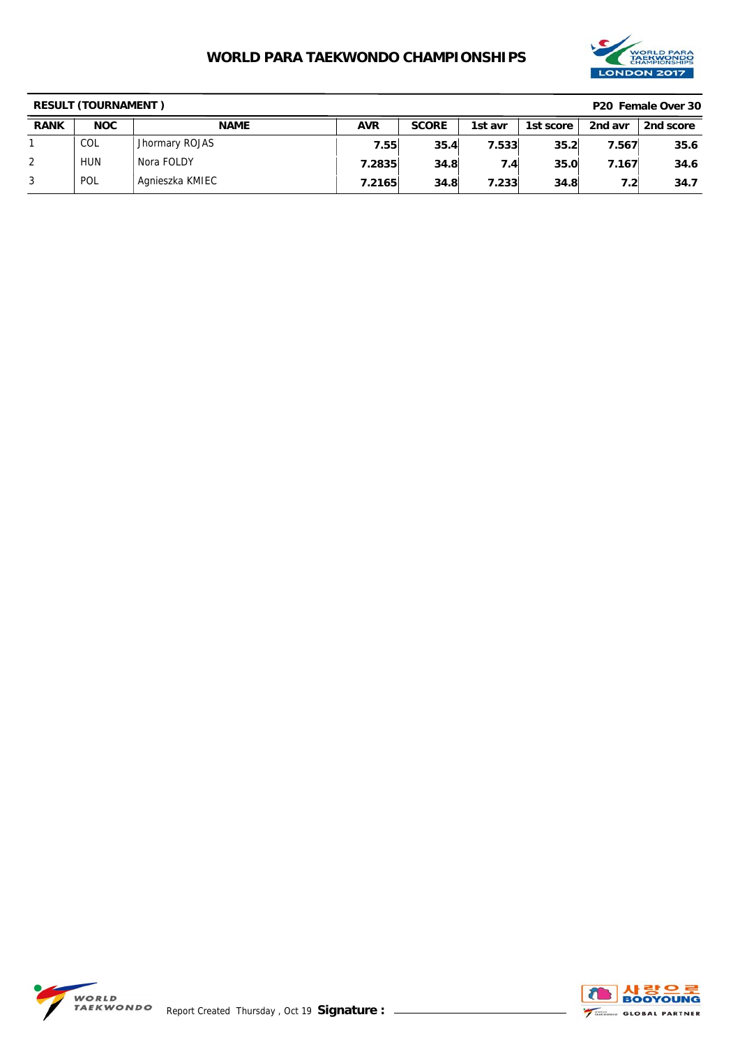# WORLD PARA TAEKWONDO CHAMPIONSHIPS

**RESULT (TOURNAMENT )** **P20 Female Over 30**

| RANK | NOC | NAME | AVR | SCORE | 1st avr | 1st score | 2nd avr | 2nd score |
|---|---|---|---|---|---|---|---|---|
| 1 | COL | Jhormary ROJAS | 7.55 | 35.4 | 7.533 | 35.2 | 7.567 | 35.6 |
| 2 | HUN | Nora FOLDY | 7.2835 | 34.8 | 7.4 | 35.0 | 7.167 | 34.6 |
| 3 | POL | Agnieszka KMIEC | 7.2165 | 34.8 | 7.233 | 34.8 | 7.2 | 34.7 |

Report Created Thursday , Oct 19 **Signature :**